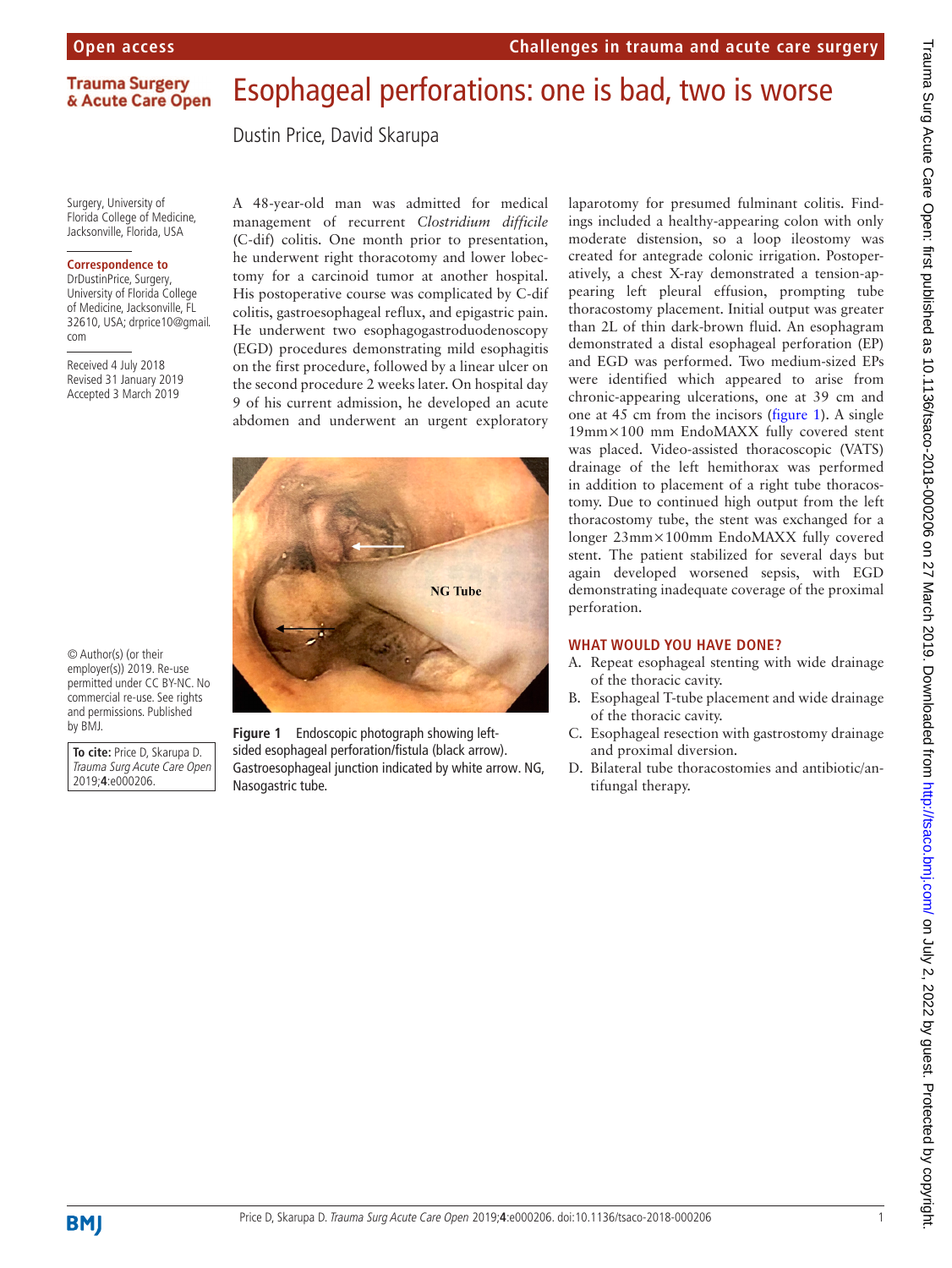Open access

Challenges in trauma and acute care surgery

# Esophageal perforations: one is bad, two is worse

Dustin Price, David Skarupa

Surgery, University of Florida College of Medicine, Jacksonville, Florida, USA

**Correspondence to**
DrDustinPrice, Surgery, University of Florida College of Medicine, Jacksonville, FL 32610, USA; drprice10@gmail.com

Received 4 July 2018
Revised 31 January 2019
Accepted 3 March 2019

© Author(s) (or their employer(s)) 2019. Re-use permitted under CC BY-NC. No commercial re-use. See rights and permissions. Published by BMJ.

**To cite:** Price D, Skarupa D. *Trauma Surg Acute Care Open* 2019;**4**:e000206.

A 48-year-old man was admitted for medical management of recurrent *Clostridium difficile* (C-dif) colitis. One month prior to presentation, he underwent right thoracotomy and lower lobectomy for a carcinoid tumor at another hospital. His postoperative course was complicated by C-dif colitis, gastroesophageal reflux, and epigastric pain. He underwent two esophagogastroduodenoscopy (EGD) procedures demonstrating mild esophagitis on the first procedure, followed by a linear ulcer on the second procedure 2 weeks later. On hospital day 9 of his current admission, he developed an acute abdomen and underwent an urgent exploratory laparotomy for presumed fulminant colitis. Findings included a healthy-appearing colon with only moderate distension, so a loop ileostomy was created for antegrade colonic irrigation. Postoperatively, a chest X-ray demonstrated a tension-appearing left pleural effusion, prompting tube thoracostomy placement. Initial output was greater than 2L of thin dark-brown fluid. An esophagram demonstrated a distal esophageal perforation (EP) and EGD was performed. Two medium-sized EPs were identified which appeared to arise from chronic-appearing ulcerations, one at 39 cm and one at 45 cm from the incisors (figure 1). A single 19mm×100 mm EndoMAXX fully covered stent was placed. Video-assisted thoracoscopic (VATS) drainage of the left hemithorax was performed in addition to placement of a right tube thoracostomy. Due to continued high output from the left thoracostomy tube, the stent was exchanged for a longer 23mm×100mm EndoMAXX fully covered stent. The patient stabilized for several days but again developed worsened sepsis, with EGD demonstrating inadequate coverage of the proximal perforation.

**Figure 1** Endoscopic photograph showing left-sided esophageal perforation/fistula (black arrow). Gastroesophageal junction indicated by white arrow. NG, Nasogastric tube.

## WHAT WOULD YOU HAVE DONE?

A. Repeat esophageal stenting with wide drainage of the thoracic cavity.
B. Esophageal T-tube placement and wide drainage of the thoracic cavity.
C. Esophageal resection with gastrostomy drainage and proximal diversion.
D. Bilateral tube thoracostomies and antibiotic/antifungal therapy.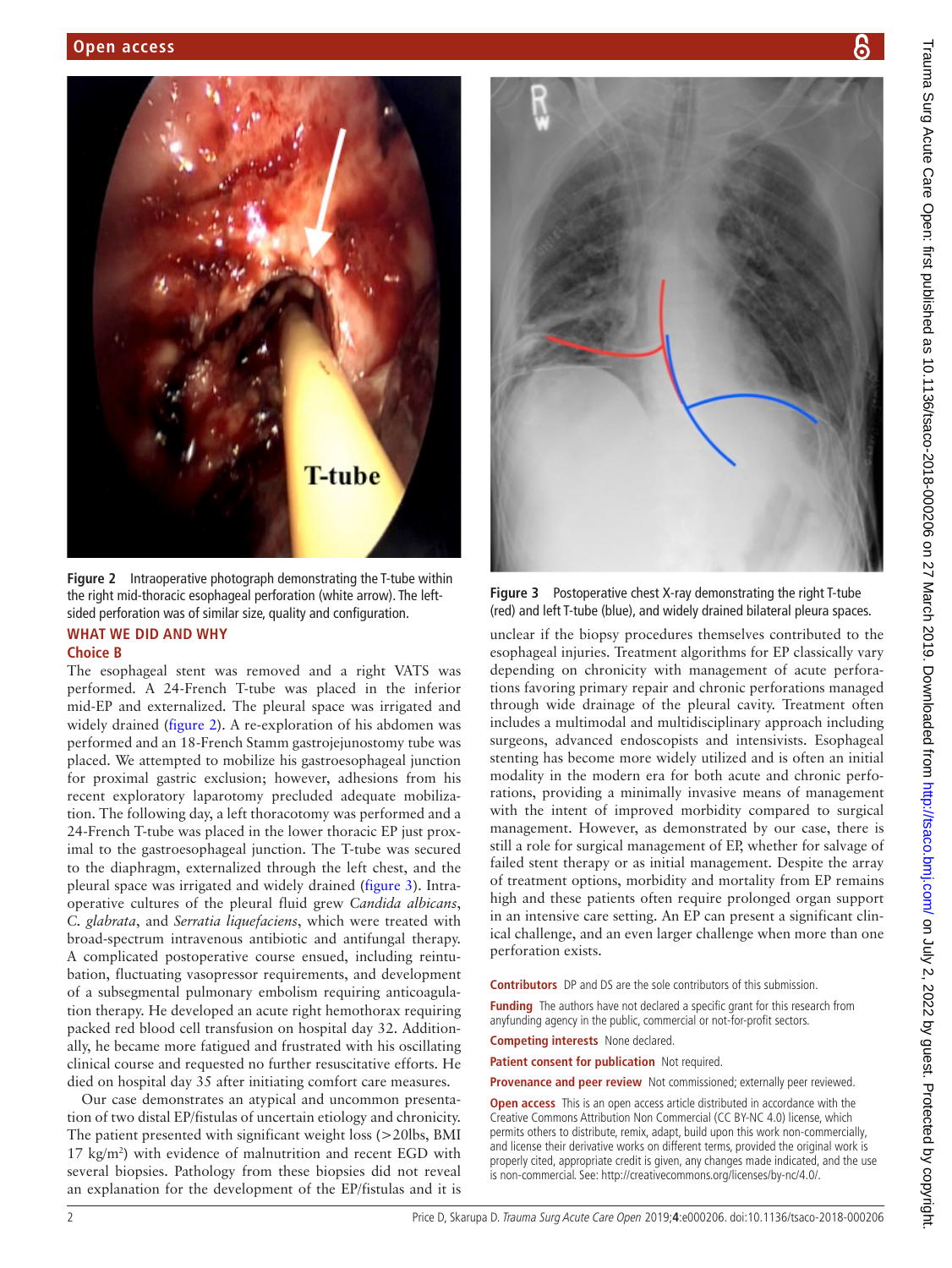Figure 2 Intraoperative photograph demonstrating the T-tube within the right mid-thoracic esophageal perforation (white arrow). The left-sided perforation was of similar size, quality and configuration.

## WHAT WE DID AND WHY

### Choice B

The esophageal stent was removed and a right VATS was performed. A 24-French T-tube was placed in the inferior mid-EP and externalized. The pleural space was irrigated and widely drained (figure 2). A re-exploration of his abdomen was performed and an 18-French Stamm gastrojejunostomy tube was placed. We attempted to mobilize his gastroesophageal junction for proximal gastric exclusion; however, adhesions from his recent exploratory laparotomy precluded adequate mobilization. The following day, a left thoracotomy was performed and a 24-French T-tube was placed in the lower thoracic EP just proximal to the gastroesophageal junction. The T-tube was secured to the diaphragm, externalized through the left chest, and the pleural space was irrigated and widely drained (figure 3). Intraoperative cultures of the pleural fluid grew *Candida albicans*, *C. glabrata*, and *Serratia liquefaciens*, which were treated with broad-spectrum intravenous antibiotic and antifungal therapy. A complicated postoperative course ensued, including reintubation, fluctuating vasopressor requirements, and development of a subsegmental pulmonary embolism requiring anticoagulation therapy. He developed an acute right hemothorax requiring packed red blood cell transfusion on hospital day 32. Additionally, he became more fatigued and frustrated with his oscillating clinical course and requested no further resuscitative efforts. He died on hospital day 35 after initiating comfort care measures.

Our case demonstrates an atypical and uncommon presentation of two distal EP/fistulas of uncertain etiology and chronicity. The patient presented with significant weight loss (>20lbs, BMI 17 kg/m$^2$) with evidence of malnutrition and recent EGD with several biopsies. Pathology from these biopsies did not reveal an explanation for the development of the EP/fistulas and it is unclear if the biopsy procedures themselves contributed to the esophageal injuries. Treatment algorithms for EP classically vary depending on chronicity with management of acute perforations favoring primary repair and chronic perforations managed through wide drainage of the pleural cavity. Treatment often includes a multimodal and multidisciplinary approach including surgeons, advanced endoscopists and intensivists. Esophageal stenting has become more widely utilized and is often an initial modality in the modern era for both acute and chronic perforations, providing a minimally invasive means of management with the intent of improved morbidity compared to surgical management. However, as demonstrated by our case, there is still a role for surgical management of EP, whether for salvage of failed stent therapy or as initial management. Despite the array of treatment options, morbidity and mortality from EP remains high and these patients often require prolonged organ support in an intensive care setting. An EP can present a significant clinical challenge, and an even larger challenge when more than one perforation exists.

Figure 3 Postoperative chest X-ray demonstrating the right T-tube (red) and left T-tube (blue), and widely drained bilateral pleura spaces.

**Contributors** DP and DS are the sole contributors of this submission.

**Funding** The authors have not declared a specific grant for this research from anyfunding agency in the public, commercial or not-for-profit sectors.

**Competing interests** None declared.

**Patient consent for publication** Not required.

**Provenance and peer review** Not commissioned; externally peer reviewed.

**Open access** This is an open access article distributed in accordance with the Creative Commons Attribution Non Commercial (CC BY-NC 4.0) license, which permits others to distribute, remix, adapt, build upon this work non-commercially, and license their derivative works on different terms, provided the original work is properly cited, appropriate credit is given, any changes made indicated, and the use is non-commercial. See: http://creativecommons.org/licenses/by-nc/4.0/.